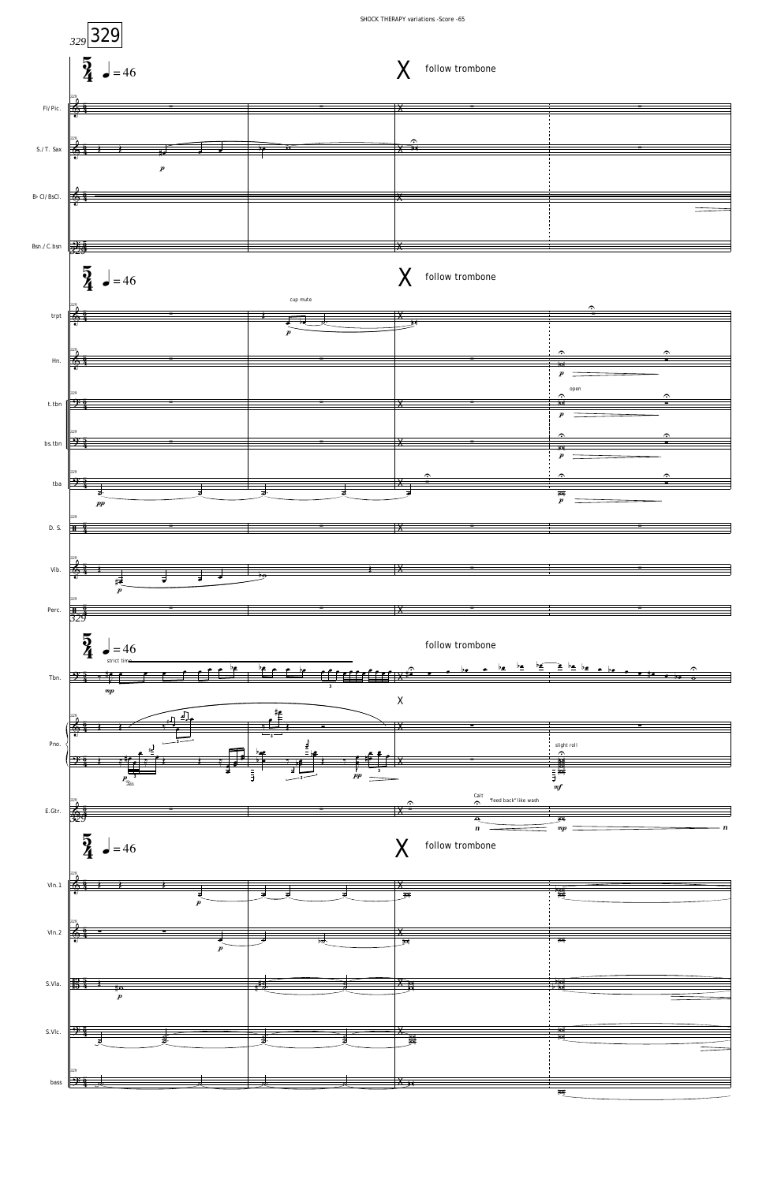329

5/4 ♩ = 46

X follow trombone

Fl/Pic.

S./T. Sax

B♭ Cl/BsCl.

Bsn./C.bsn

5/4 ♩ = 46

X follow trombone

trpt — cup mute

Hn.

t.tbn — open

bs.tbn

tba

D. S.

Vib.

Perc.

5/4 ♩ = 46

follow trombone

Tbn. — strict time

X

Pno. — slight roll

E.Gtr. — Calt — "feed back" like wash

5/4 ♩ = 46

X follow trombone

Vln.1

Vln.2

S.Vla.

S.Vlc.

bass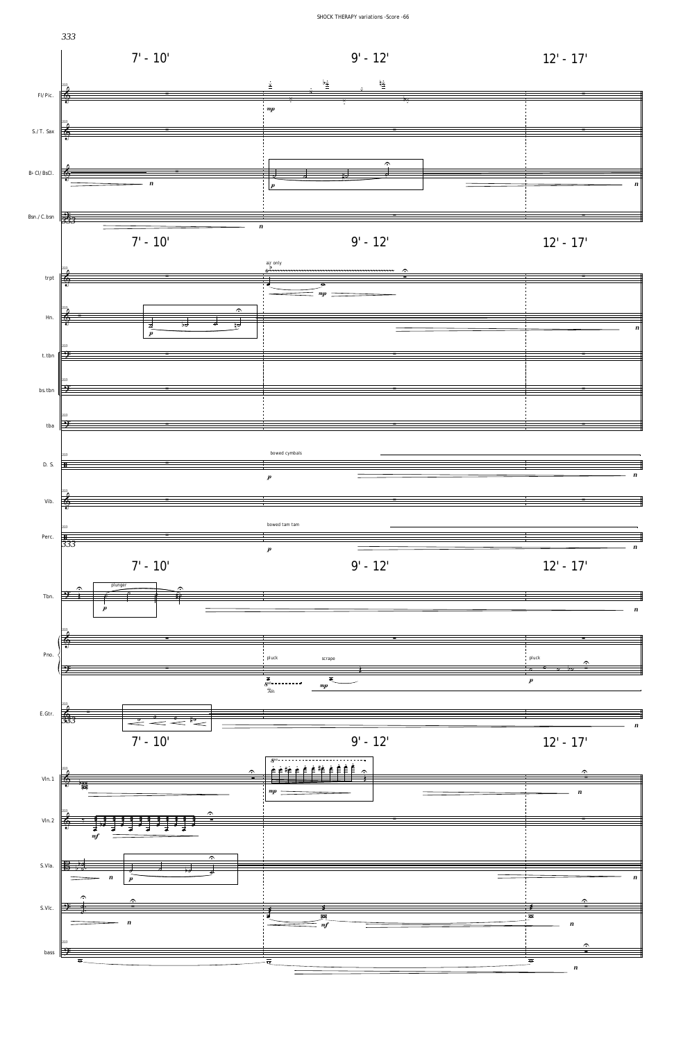7' - 10'

9' - 12'

12' - 17'

Fl/Pic.

S./T. Sax

B♭ Cl/BsCl.

Bsn./C.bsn

trpt

air only

Hn.

t. tbn

bs. tbn

tba

D. S.

bowed cymbals

Vib.

Perc.

bowed tam tam

Tbn.

plunger

Pno.

pluck

scrape

pluck

E.Gtr.

Vln.1

Vln.2

S.Vla.

S.Vlc.

bass